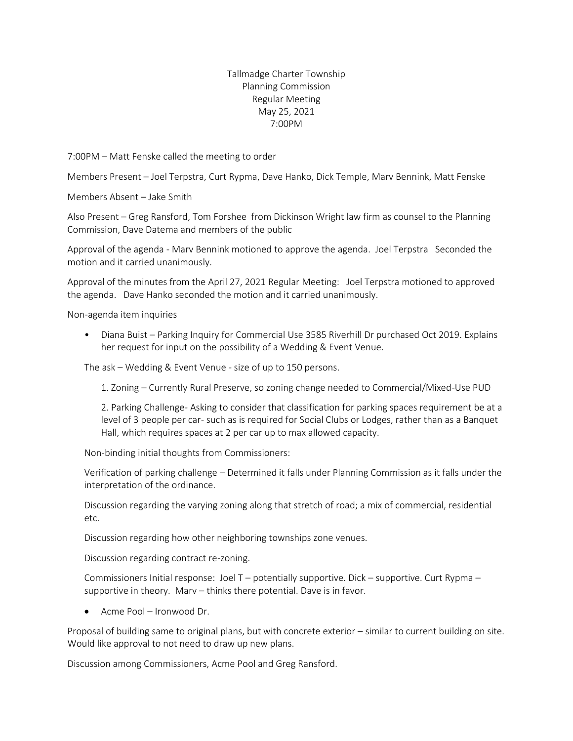# Tallmadge Charter Township
## Planning Commission
## Regular Meeting
## May 25, 2021
## 7:00PM

7:00PM – Matt Fenske called the meeting to order

Members Present – Joel Terpstra, Curt Rypma, Dave Hanko, Dick Temple, Marv Bennink, Matt Fenske

Members Absent – Jake Smith

Also Present – Greg Ransford, Tom Forshee from Dickinson Wright law firm as counsel to the Planning Commission, Dave Datema and members of the public

Approval of the agenda - Marv Bennink motioned to approve the agenda. Joel Terpstra Seconded the motion and it carried unanimously.

Approval of the minutes from the April 27, 2021 Regular Meeting: Joel Terpstra motioned to approved the agenda. Dave Hanko seconded the motion and it carried unanimously.

Non-agenda item inquiries

- Diana Buist – Parking Inquiry for Commercial Use 3585 Riverhill Dr purchased Oct 2019. Explains her request for input on the possibility of a Wedding & Event Venue.

The ask – Wedding & Event Venue - size of up to 150 persons.

1. Zoning – Currently Rural Preserve, so zoning change needed to Commercial/Mixed-Use PUD

2. Parking Challenge- Asking to consider that classification for parking spaces requirement be at a level of 3 people per car- such as is required for Social Clubs or Lodges, rather than as a Banquet Hall, which requires spaces at 2 per car up to max allowed capacity.

Non-binding initial thoughts from Commissioners:

Verification of parking challenge – Determined it falls under Planning Commission as it falls under the interpretation of the ordinance.

Discussion regarding the varying zoning along that stretch of road; a mix of commercial, residential etc.

Discussion regarding how other neighboring townships zone venues.

Discussion regarding contract re-zoning.

Commissioners Initial response: Joel T – potentially supportive. Dick – supportive. Curt Rypma – supportive in theory. Marv – thinks there potential. Dave is in favor.

- Acme Pool – Ironwood Dr.

Proposal of building same to original plans, but with concrete exterior – similar to current building on site. Would like approval to not need to draw up new plans.

Discussion among Commissioners, Acme Pool and Greg Ransford.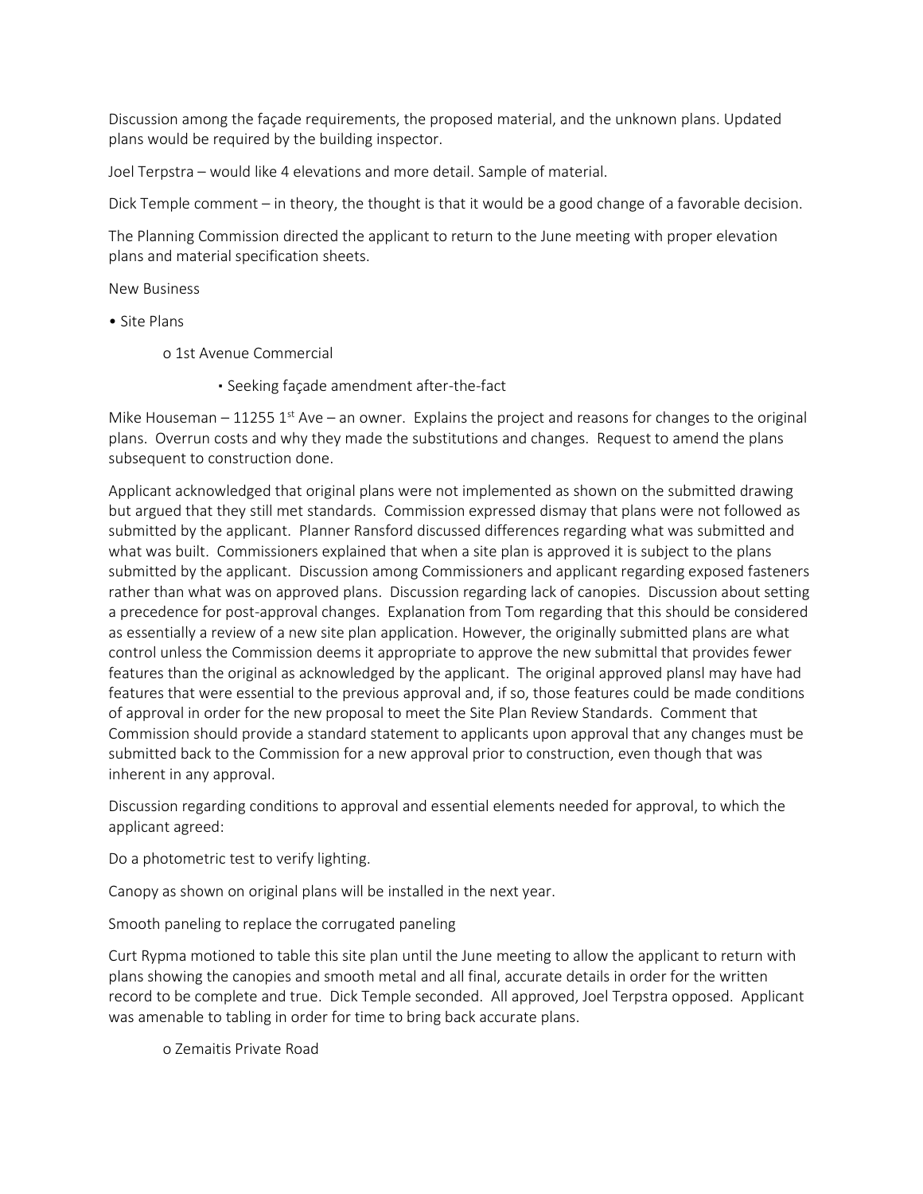Discussion among the façade requirements, the proposed material, and the unknown plans. Updated plans would be required by the building inspector.

Joel Terpstra – would like 4 elevations and more detail. Sample of material.

Dick Temple comment – in theory, the thought is that it would be a good change of a favorable decision.

The Planning Commission directed the applicant to return to the June meeting with proper elevation plans and material specification sheets.

New Business

- Site Plans
  - 1st Avenue Commercial
    - Seeking façade amendment after-the-fact

Mike Houseman – 11255 1st Ave – an owner. Explains the project and reasons for changes to the original plans. Overrun costs and why they made the substitutions and changes. Request to amend the plans subsequent to construction done.

Applicant acknowledged that original plans were not implemented as shown on the submitted drawing but argued that they still met standards. Commission expressed dismay that plans were not followed as submitted by the applicant. Planner Ransford discussed differences regarding what was submitted and what was built. Commissioners explained that when a site plan is approved it is subject to the plans submitted by the applicant. Discussion among Commissioners and applicant regarding exposed fasteners rather than what was on approved plans. Discussion regarding lack of canopies. Discussion about setting a precedence for post-approval changes. Explanation from Tom regarding that this should be considered as essentially a review of a new site plan application. However, the originally submitted plans are what control unless the Commission deems it appropriate to approve the new submittal that provides fewer features than the original as acknowledged by the applicant. The original approved plansl may have had features that were essential to the previous approval and, if so, those features could be made conditions of approval in order for the new proposal to meet the Site Plan Review Standards. Comment that Commission should provide a standard statement to applicants upon approval that any changes must be submitted back to the Commission for a new approval prior to construction, even though that was inherent in any approval.

Discussion regarding conditions to approval and essential elements needed for approval, to which the applicant agreed:

Do a photometric test to verify lighting.

Canopy as shown on original plans will be installed in the next year.

Smooth paneling to replace the corrugated paneling

Curt Rypma motioned to table this site plan until the June meeting to allow the applicant to return with plans showing the canopies and smooth metal and all final, accurate details in order for the written record to be complete and true. Dick Temple seconded. All approved, Joel Terpstra opposed. Applicant was amenable to tabling in order for time to bring back accurate plans.

- Zemaitis Private Road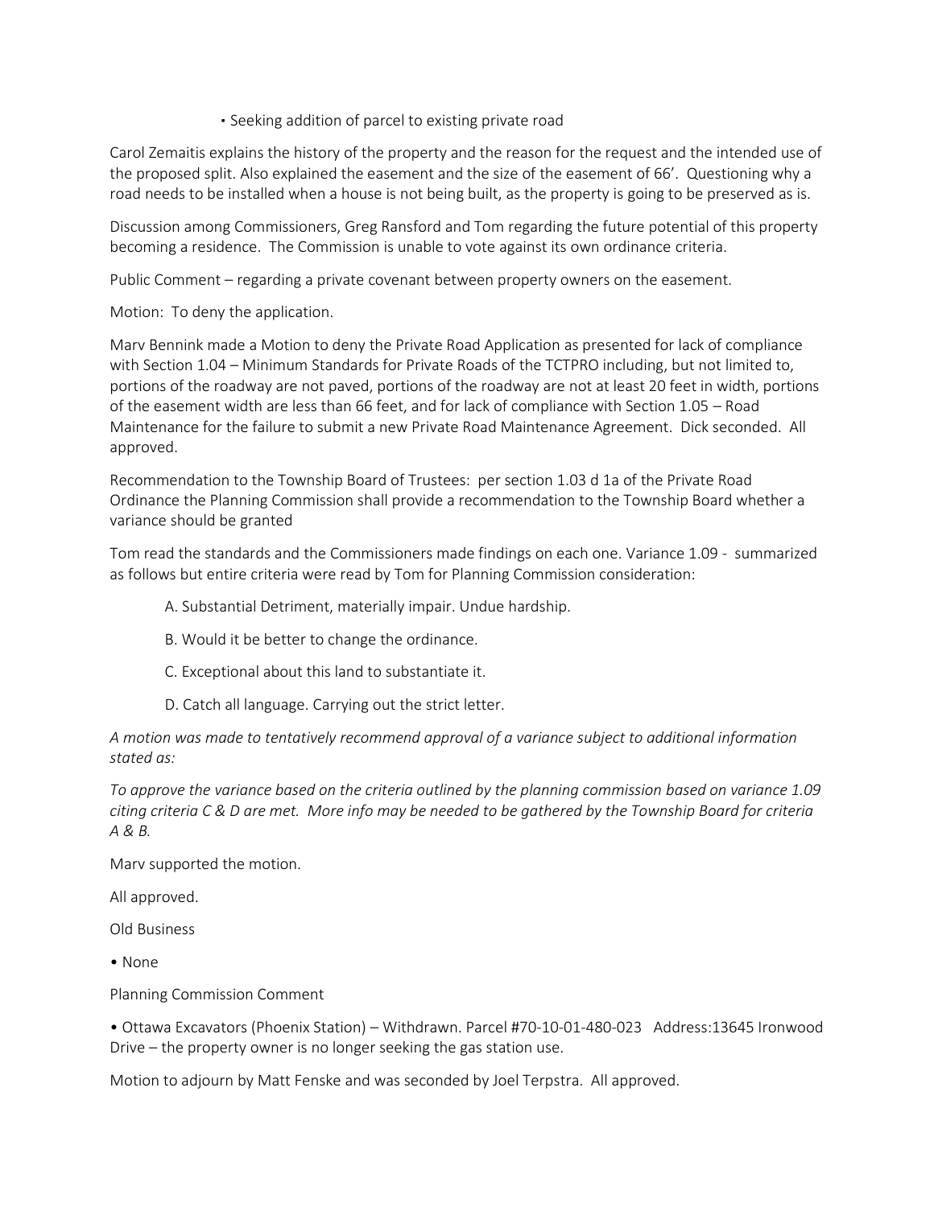- Seeking addition of parcel to existing private road

Carol Zemaitis explains the history of the property and the reason for the request and the intended use of the proposed split. Also explained the easement and the size of the easement of 66'. Questioning why a road needs to be installed when a house is not being built, as the property is going to be preserved as is.

Discussion among Commissioners, Greg Ransford and Tom regarding the future potential of this property becoming a residence. The Commission is unable to vote against its own ordinance criteria.

Public Comment – regarding a private covenant between property owners on the easement.

Motion: To deny the application.

Marv Bennink made a Motion to deny the Private Road Application as presented for lack of compliance with Section 1.04 – Minimum Standards for Private Roads of the TCTPRO including, but not limited to, portions of the roadway are not paved, portions of the roadway are not at least 20 feet in width, portions of the easement width are less than 66 feet, and for lack of compliance with Section 1.05 – Road Maintenance for the failure to submit a new Private Road Maintenance Agreement. Dick seconded. All approved.

Recommendation to the Township Board of Trustees: per section 1.03 d 1a of the Private Road Ordinance the Planning Commission shall provide a recommendation to the Township Board whether a variance should be granted

Tom read the standards and the Commissioners made findings on each one. Variance 1.09 - summarized as follows but entire criteria were read by Tom for Planning Commission consideration:

A. Substantial Detriment, materially impair. Undue hardship.

B. Would it be better to change the ordinance.

C. Exceptional about this land to substantiate it.

D. Catch all language. Carrying out the strict letter.

*A motion was made to tentatively recommend approval of a variance subject to additional information stated as:*

*To approve the variance based on the criteria outlined by the planning commission based on variance 1.09 citing criteria C & D are met. More info may be needed to be gathered by the Township Board for criteria A & B.*

Marv supported the motion.

All approved.

Old Business

- None

Planning Commission Comment

- Ottawa Excavators (Phoenix Station) – Withdrawn. Parcel #70-10-01-480-023 Address:13645 Ironwood Drive – the property owner is no longer seeking the gas station use.

Motion to adjourn by Matt Fenske and was seconded by Joel Terpstra. All approved.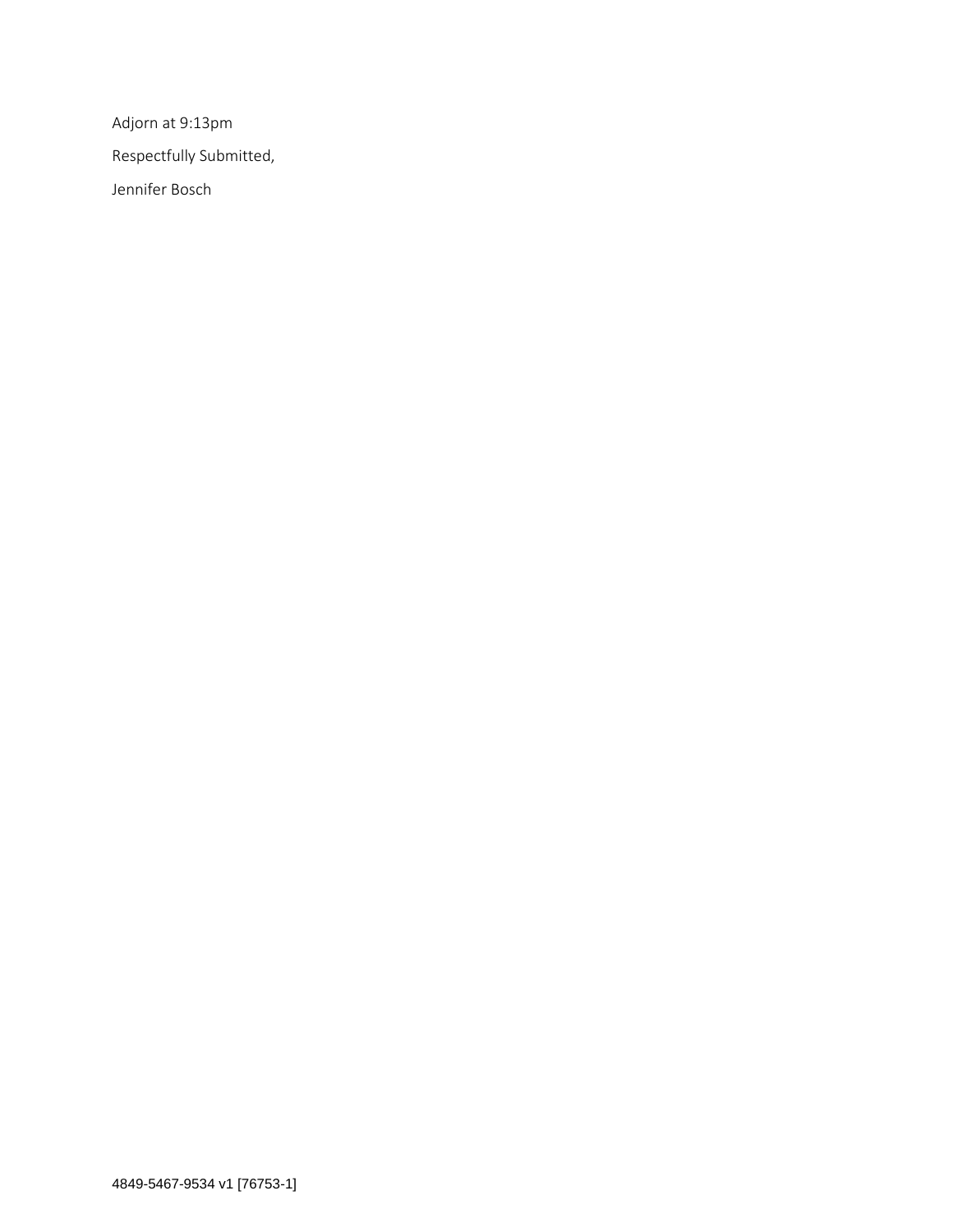Adjorn at 9:13pm

Respectfully Submitted,

Jennifer Bosch

4849-5467-9534 v1 [76753-1]